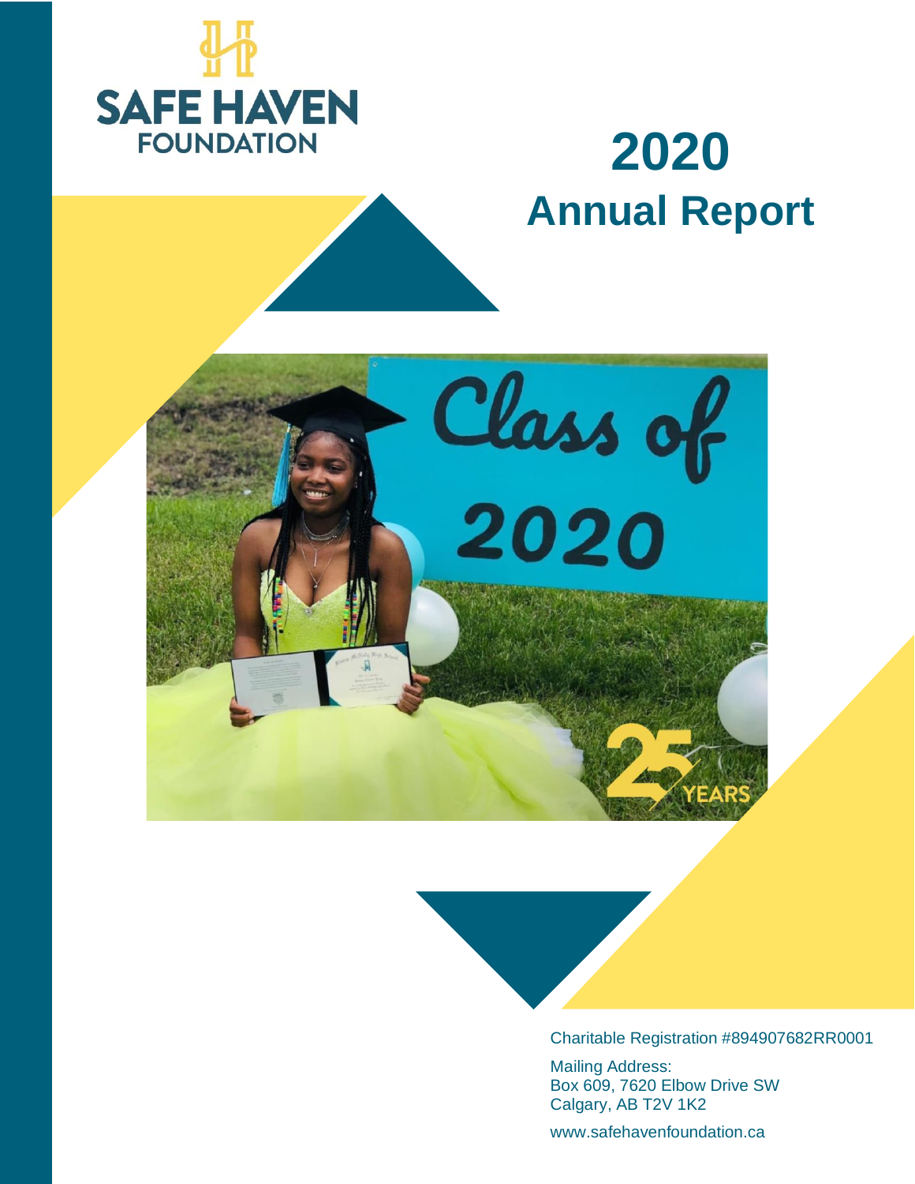SAFE HAVEN FOUNDATION

# 2020 Annual Report

Charitable Registration #894907682RR0001

Mailing Address:
Box 609, 7620 Elbow Drive SW
Calgary, AB T2V 1K2

www.safehavenfoundation.ca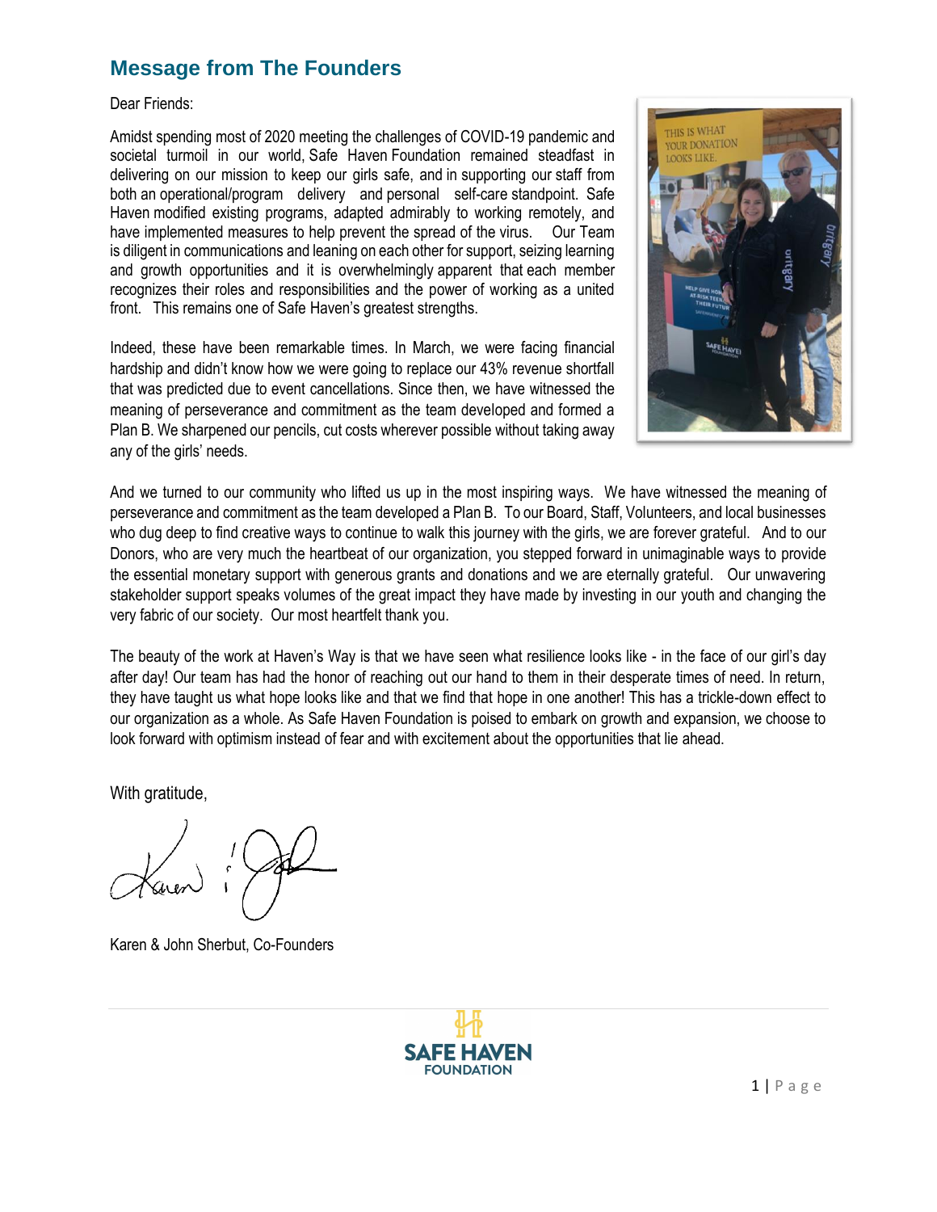## Message from The Founders

Dear Friends:

Amidst spending most of 2020 meeting the challenges of COVID-19 pandemic and societal turmoil in our world, Safe Haven Foundation remained steadfast in delivering on our mission to keep our girls safe, and in supporting our staff from both an operational/program delivery and personal self-care standpoint. Safe Haven modified existing programs, adapted admirably to working remotely, and have implemented measures to help prevent the spread of the virus. Our Team is diligent in communications and leaning on each other for support, seizing learning and growth opportunities and it is overwhelmingly apparent that each member recognizes their roles and responsibilities and the power of working as a united front. This remains one of Safe Haven's greatest strengths.

Indeed, these have been remarkable times. In March, we were facing financial hardship and didn't know how we were going to replace our 43% revenue shortfall that was predicted due to event cancellations. Since then, we have witnessed the meaning of perseverance and commitment as the team developed and formed a Plan B. We sharpened our pencils, cut costs wherever possible without taking away any of the girls' needs.

And we turned to our community who lifted us up in the most inspiring ways. We have witnessed the meaning of perseverance and commitment as the team developed a Plan B. To our Board, Staff, Volunteers, and local businesses who dug deep to find creative ways to continue to walk this journey with the girls, we are forever grateful. And to our Donors, who are very much the heartbeat of our organization, you stepped forward in unimaginable ways to provide the essential monetary support with generous grants and donations and we are eternally grateful. Our unwavering stakeholder support speaks volumes of the great impact they have made by investing in our youth and changing the very fabric of our society. Our most heartfelt thank you.

The beauty of the work at Haven's Way is that we have seen what resilience looks like - in the face of our girl's day after day! Our team has had the honor of reaching out our hand to them in their desperate times of need. In return, they have taught us what hope looks like and that we find that hope in one another! This has a trickle-down effect to our organization as a whole. As Safe Haven Foundation is poised to embark on growth and expansion, we choose to look forward with optimism instead of fear and with excitement about the opportunities that lie ahead.

With gratitude,

Karen & John Sherbut, Co-Founders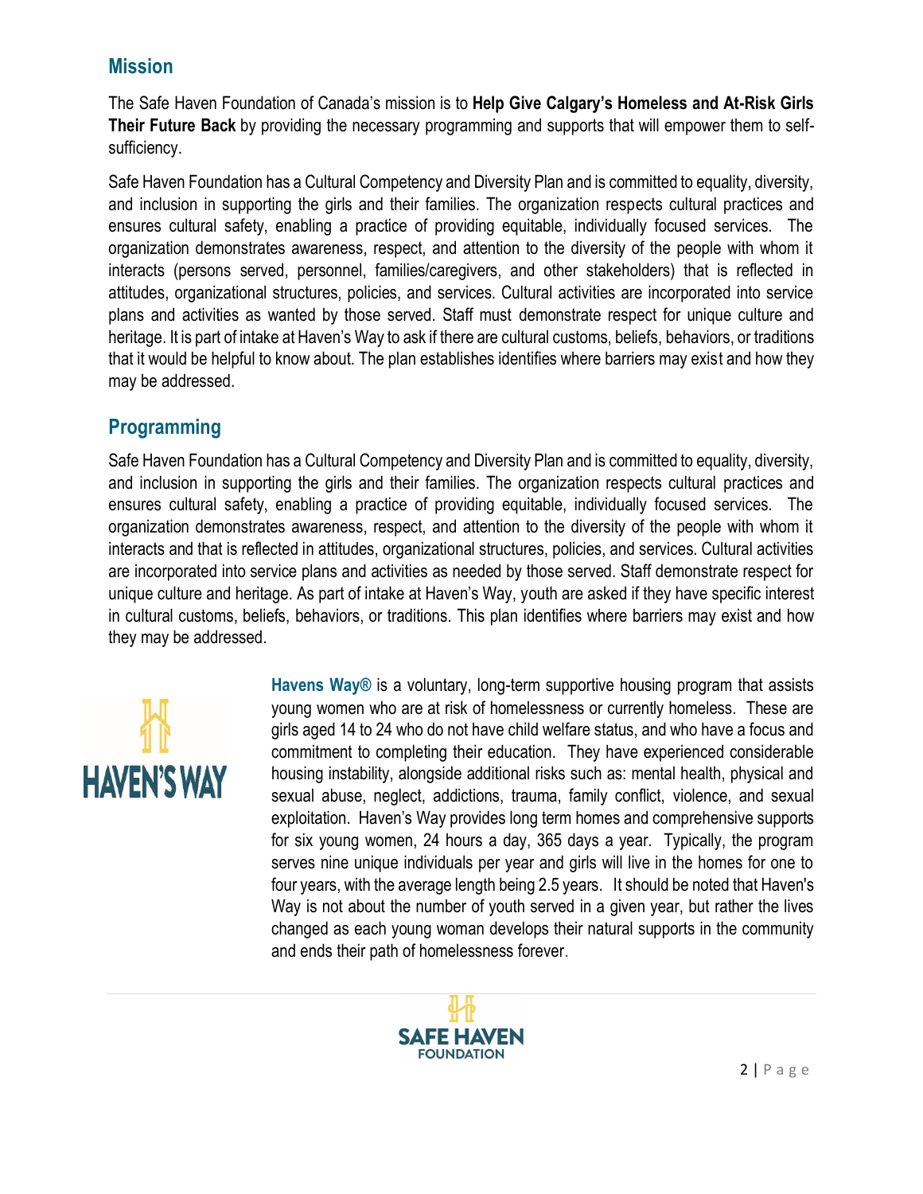## Mission

The Safe Haven Foundation of Canada's mission is to **Help Give Calgary's Homeless and At-Risk Girls Their Future Back** by providing the necessary programming and supports that will empower them to self-sufficiency.

Safe Haven Foundation has a Cultural Competency and Diversity Plan and is committed to equality, diversity, and inclusion in supporting the girls and their families. The organization respects cultural practices and ensures cultural safety, enabling a practice of providing equitable, individually focused services. The organization demonstrates awareness, respect, and attention to the diversity of the people with whom it interacts (persons served, personnel, families/caregivers, and other stakeholders) that is reflected in attitudes, organizational structures, policies, and services. Cultural activities are incorporated into service plans and activities as wanted by those served. Staff must demonstrate respect for unique culture and heritage. It is part of intake at Haven's Way to ask if there are cultural customs, beliefs, behaviors, or traditions that it would be helpful to know about. The plan establishes identifies where barriers may exist and how they may be addressed.

## Programming

Safe Haven Foundation has a Cultural Competency and Diversity Plan and is committed to equality, diversity, and inclusion in supporting the girls and their families. The organization respects cultural practices and ensures cultural safety, enabling a practice of providing equitable, individually focused services. The organization demonstrates awareness, respect, and attention to the diversity of the people with whom it interacts and that is reflected in attitudes, organizational structures, policies, and services. Cultural activities are incorporated into service plans and activities as needed by those served. Staff demonstrate respect for unique culture and heritage. As part of intake at Haven's Way, youth are asked if they have specific interest in cultural customs, beliefs, behaviors, or traditions. This plan identifies where barriers may exist and how they may be addressed.

HAVEN'S WAY

**Havens Way®** is a voluntary, long-term supportive housing program that assists young women who are at risk of homelessness or currently homeless. These are girls aged 14 to 24 who do not have child welfare status, and who have a focus and commitment to completing their education. They have experienced considerable housing instability, alongside additional risks such as: mental health, physical and sexual abuse, neglect, addictions, trauma, family conflict, violence, and sexual exploitation. Haven's Way provides long term homes and comprehensive supports for six young women, 24 hours a day, 365 days a year. Typically, the program serves nine unique individuals per year and girls will live in the homes for one to four years, with the average length being 2.5 years. It should be noted that Haven's Way is not about the number of youth served in a given year, but rather the lives changed as each young woman develops their natural supports in the community and ends their path of homelessness forever.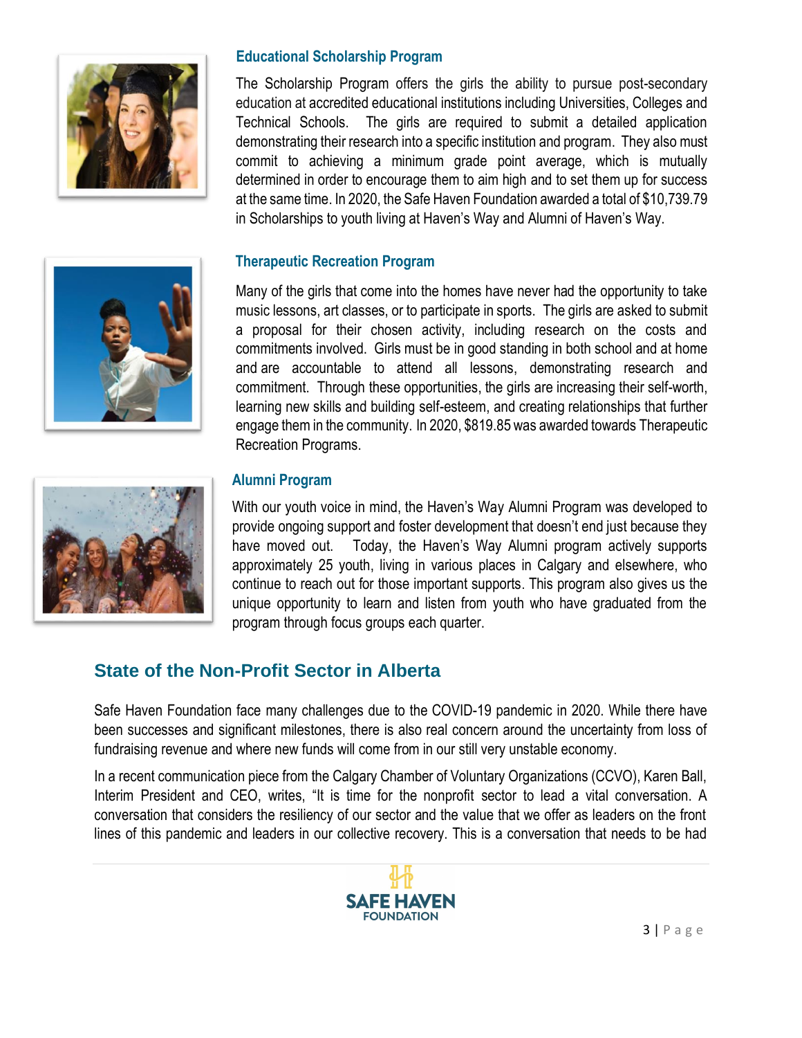### Educational Scholarship Program

The Scholarship Program offers the girls the ability to pursue post-secondary education at accredited educational institutions including Universities, Colleges and Technical Schools. The girls are required to submit a detailed application demonstrating their research into a specific institution and program. They also must commit to achieving a minimum grade point average, which is mutually determined in order to encourage them to aim high and to set them up for success at the same time. In 2020, the Safe Haven Foundation awarded a total of $10,739.79 in Scholarships to youth living at Haven's Way and Alumni of Haven's Way.

### Therapeutic Recreation Program

Many of the girls that come into the homes have never had the opportunity to take music lessons, art classes, or to participate in sports. The girls are asked to submit a proposal for their chosen activity, including research on the costs and commitments involved. Girls must be in good standing in both school and at home and are accountable to attend all lessons, demonstrating research and commitment. Through these opportunities, the girls are increasing their self-worth, learning new skills and building self-esteem, and creating relationships that further engage them in the community. In 2020, $819.85 was awarded towards Therapeutic Recreation Programs.

### Alumni Program

With our youth voice in mind, the Haven's Way Alumni Program was developed to provide ongoing support and foster development that doesn't end just because they have moved out. Today, the Haven's Way Alumni program actively supports approximately 25 youth, living in various places in Calgary and elsewhere, who continue to reach out for those important supports. This program also gives us the unique opportunity to learn and listen from youth who have graduated from the program through focus groups each quarter.

## State of the Non-Profit Sector in Alberta

Safe Haven Foundation face many challenges due to the COVID-19 pandemic in 2020. While there have been successes and significant milestones, there is also real concern around the uncertainty from loss of fundraising revenue and where new funds will come from in our still very unstable economy.

In a recent communication piece from the Calgary Chamber of Voluntary Organizations (CCVO), Karen Ball, Interim President and CEO, writes, "It is time for the nonprofit sector to lead a vital conversation. A conversation that considers the resiliency of our sector and the value that we offer as leaders on the front lines of this pandemic and leaders in our collective recovery. This is a conversation that needs to be had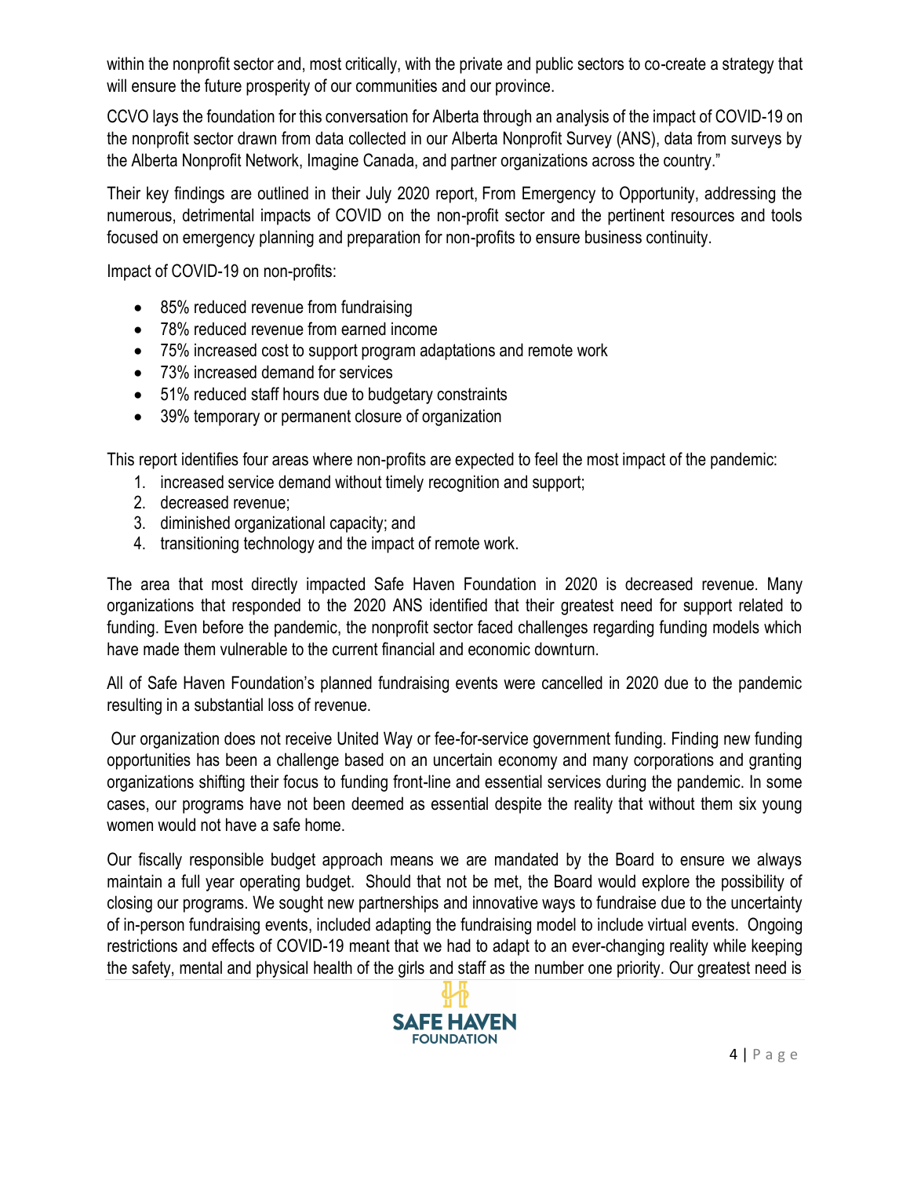within the nonprofit sector and, most critically, with the private and public sectors to co-create a strategy that will ensure the future prosperity of our communities and our province.

CCVO lays the foundation for this conversation for Alberta through an analysis of the impact of COVID-19 on the nonprofit sector drawn from data collected in our Alberta Nonprofit Survey (ANS), data from surveys by the Alberta Nonprofit Network, Imagine Canada, and partner organizations across the country."

Their key findings are outlined in their July 2020 report, From Emergency to Opportunity, addressing the numerous, detrimental impacts of COVID on the non-profit sector and the pertinent resources and tools focused on emergency planning and preparation for non-profits to ensure business continuity.

Impact of COVID-19 on non-profits:

- 85% reduced revenue from fundraising
- 78% reduced revenue from earned income
- 75% increased cost to support program adaptations and remote work
- 73% increased demand for services
- 51% reduced staff hours due to budgetary constraints
- 39% temporary or permanent closure of organization

This report identifies four areas where non-profits are expected to feel the most impact of the pandemic:

1. increased service demand without timely recognition and support;
2. decreased revenue;
3. diminished organizational capacity; and
4. transitioning technology and the impact of remote work.

The area that most directly impacted Safe Haven Foundation in 2020 is decreased revenue. Many organizations that responded to the 2020 ANS identified that their greatest need for support related to funding. Even before the pandemic, the nonprofit sector faced challenges regarding funding models which have made them vulnerable to the current financial and economic downturn.

All of Safe Haven Foundation's planned fundraising events were cancelled in 2020 due to the pandemic resulting in a substantial loss of revenue.

Our organization does not receive United Way or fee-for-service government funding. Finding new funding opportunities has been a challenge based on an uncertain economy and many corporations and granting organizations shifting their focus to funding front-line and essential services during the pandemic. In some cases, our programs have not been deemed as essential despite the reality that without them six young women would not have a safe home.

Our fiscally responsible budget approach means we are mandated by the Board to ensure we always maintain a full year operating budget. Should that not be met, the Board would explore the possibility of closing our programs. We sought new partnerships and innovative ways to fundraise due to the uncertainty of in-person fundraising events, included adapting the fundraising model to include virtual events. Ongoing restrictions and effects of COVID-19 meant that we had to adapt to an ever-changing reality while keeping the safety, mental and physical health of the girls and staff as the number one priority. Our greatest need is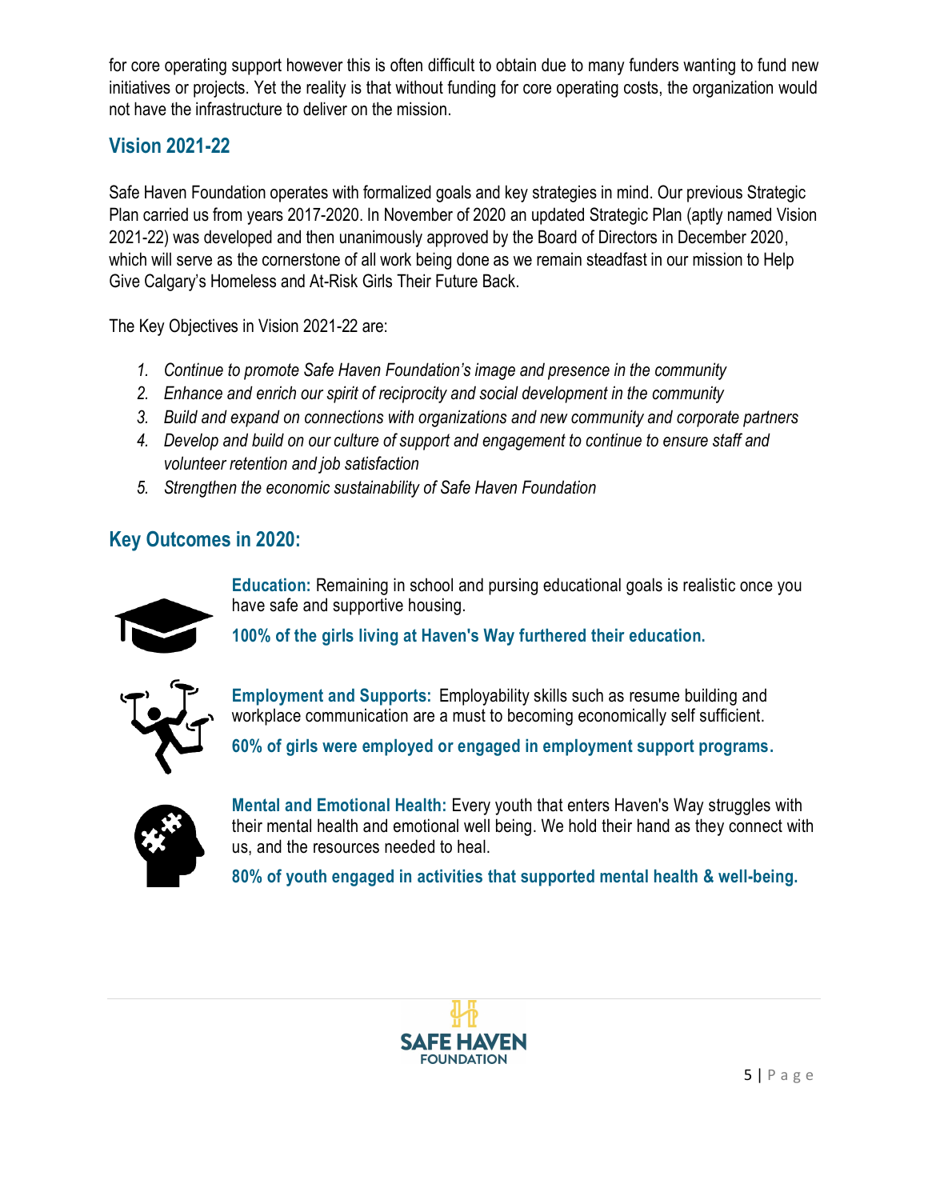for core operating support however this is often difficult to obtain due to many funders wanting to fund new initiatives or projects. Yet the reality is that without funding for core operating costs, the organization would not have the infrastructure to deliver on the mission.

## Vision 2021-22

Safe Haven Foundation operates with formalized goals and key strategies in mind. Our previous Strategic Plan carried us from years 2017-2020. In November of 2020 an updated Strategic Plan (aptly named Vision 2021-22) was developed and then unanimously approved by the Board of Directors in December 2020, which will serve as the cornerstone of all work being done as we remain steadfast in our mission to Help Give Calgary's Homeless and At-Risk Girls Their Future Back.

The Key Objectives in Vision 2021-22 are:

1. *Continue to promote Safe Haven Foundation's image and presence in the community*
2. *Enhance and enrich our spirit of reciprocity and social development in the community*
3. *Build and expand on connections with organizations and new community and corporate partners*
4. *Develop and build on our culture of support and engagement to continue to ensure staff and volunteer retention and job satisfaction*
5. *Strengthen the economic sustainability of Safe Haven Foundation*

## Key Outcomes in 2020:

**Education:** Remaining in school and pursing educational goals is realistic once you have safe and supportive housing.

**100% of the girls living at Haven's Way furthered their education.**

**Employment and Supports:** Employability skills such as resume building and workplace communication are a must to becoming economically self sufficient.

**60% of girls were employed or engaged in employment support programs.**

**Mental and Emotional Health:** Every youth that enters Haven's Way struggles with their mental health and emotional well being. We hold their hand as they connect with us, and the resources needed to heal.

**80% of youth engaged in activities that supported mental health & well-being.**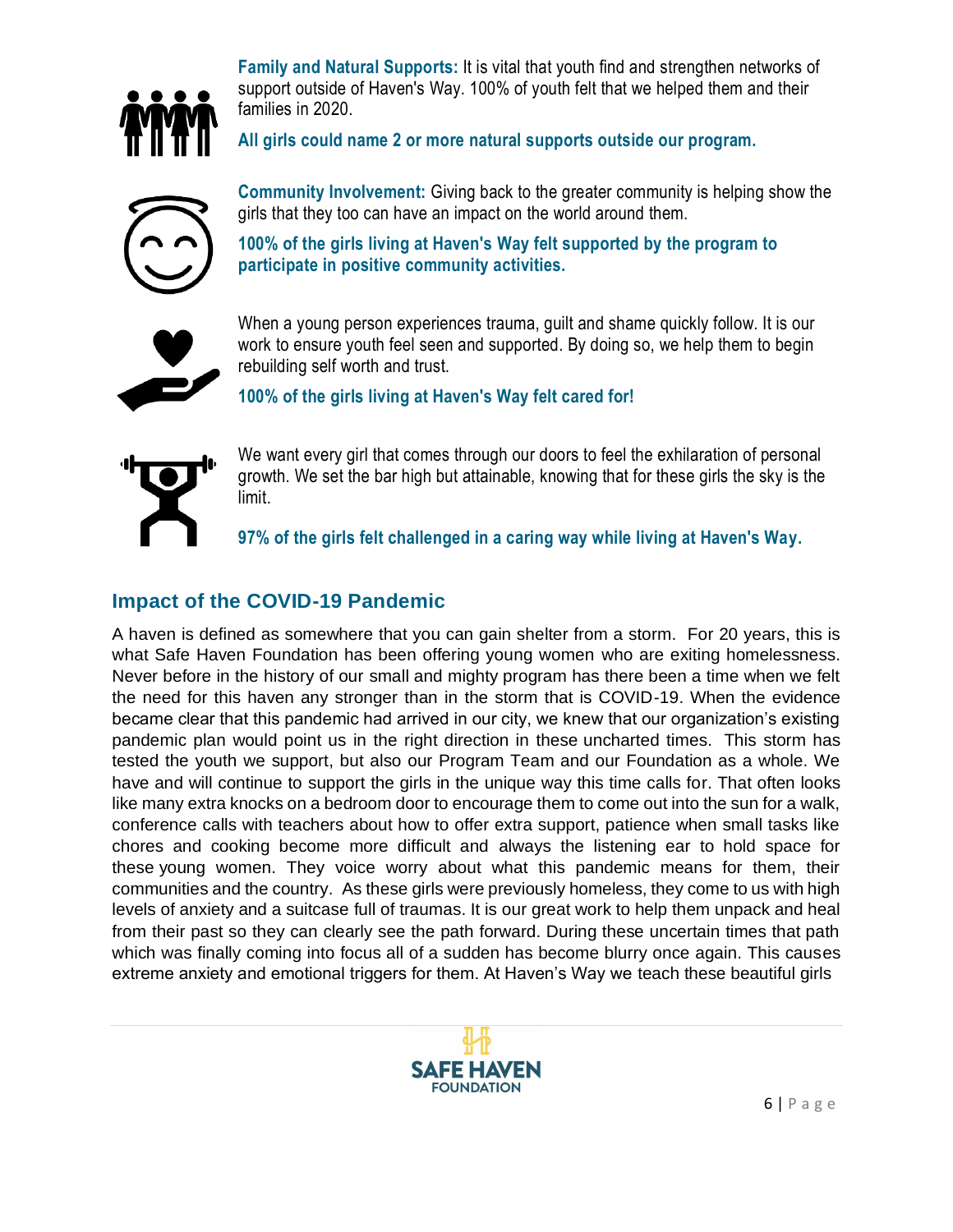**Family and Natural Supports:** It is vital that youth find and strengthen networks of support outside of Haven's Way. 100% of youth felt that we helped them and their families in 2020.

**All girls could name 2 or more natural supports outside our program.**

**Community Involvement:** Giving back to the greater community is helping show the girls that they too can have an impact on the world around them.

**100% of the girls living at Haven's Way felt supported by the program to participate in positive community activities.**

When a young person experiences trauma, guilt and shame quickly follow. It is our work to ensure youth feel seen and supported. By doing so, we help them to begin rebuilding self worth and trust.

**100% of the girls living at Haven's Way felt cared for!**

We want every girl that comes through our doors to feel the exhilaration of personal growth. We set the bar high but attainable, knowing that for these girls the sky is the limit.

**97% of the girls felt challenged in a caring way while living at Haven's Way.**

## Impact of the COVID-19 Pandemic

A haven is defined as somewhere that you can gain shelter from a storm. For 20 years, this is what Safe Haven Foundation has been offering young women who are exiting homelessness. Never before in the history of our small and mighty program has there been a time when we felt the need for this haven any stronger than in the storm that is COVID-19. When the evidence became clear that this pandemic had arrived in our city, we knew that our organization's existing pandemic plan would point us in the right direction in these uncharted times. This storm has tested the youth we support, but also our Program Team and our Foundation as a whole. We have and will continue to support the girls in the unique way this time calls for. That often looks like many extra knocks on a bedroom door to encourage them to come out into the sun for a walk, conference calls with teachers about how to offer extra support, patience when small tasks like chores and cooking become more difficult and always the listening ear to hold space for these young women. They voice worry about what this pandemic means for them, their communities and the country. As these girls were previously homeless, they come to us with high levels of anxiety and a suitcase full of traumas. It is our great work to help them unpack and heal from their past so they can clearly see the path forward. During these uncertain times that path which was finally coming into focus all of a sudden has become blurry once again. This causes extreme anxiety and emotional triggers for them. At Haven's Way we teach these beautiful girls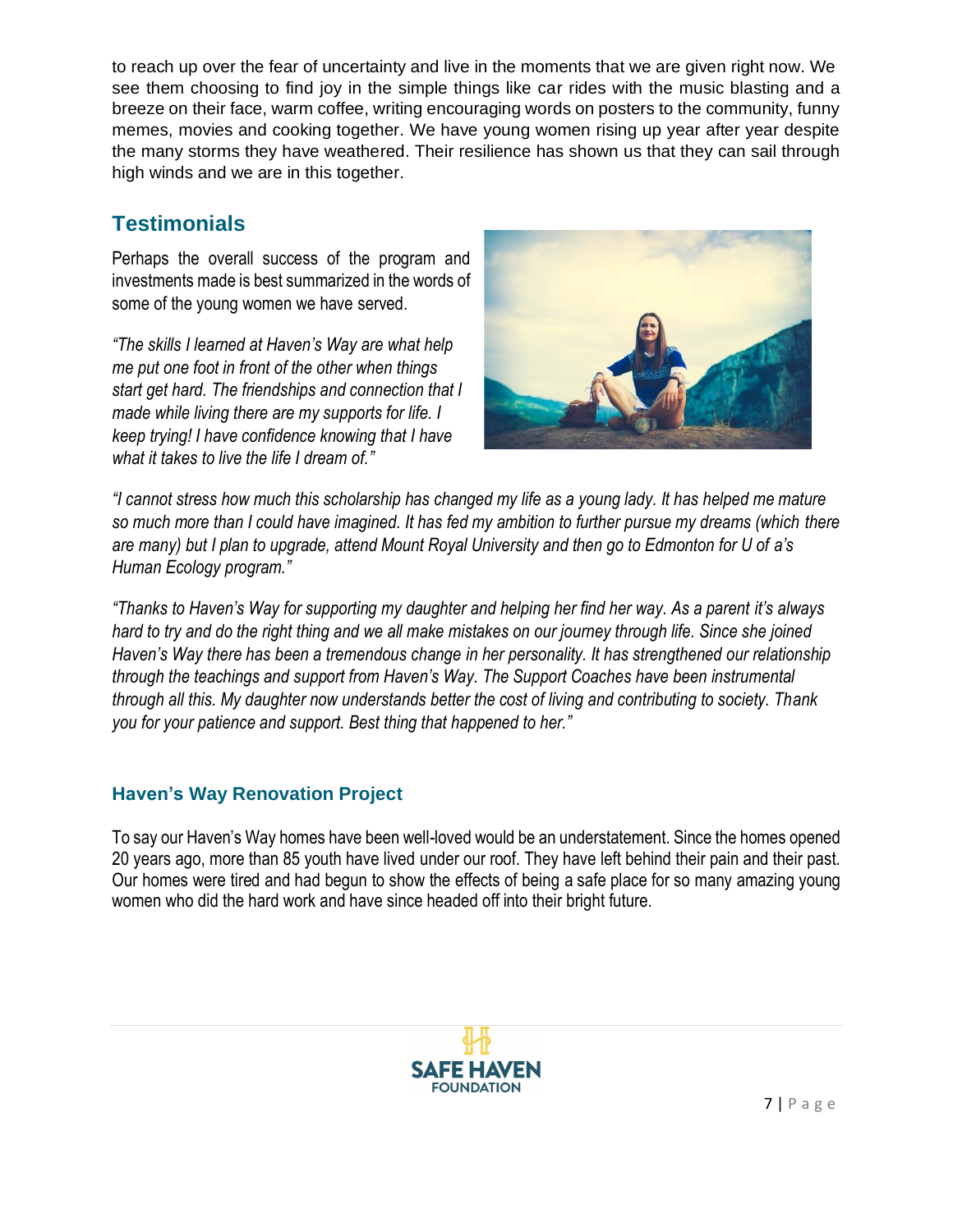to reach up over the fear of uncertainty and live in the moments that we are given right now. We see them choosing to find joy in the simple things like car rides with the music blasting and a breeze on their face, warm coffee, writing encouraging words on posters to the community, funny memes, movies and cooking together. We have young women rising up year after year despite the many storms they have weathered. Their resilience has shown us that they can sail through high winds and we are in this together.

## Testimonials

Perhaps the overall success of the program and investments made is best summarized in the words of some of the young women we have served.

*"The skills I learned at Haven's Way are what help me put one foot in front of the other when things start get hard. The friendships and connection that I made while living there are my supports for life. I keep trying! I have confidence knowing that I have what it takes to live the life I dream of."*

*"I cannot stress how much this scholarship has changed my life as a young lady. It has helped me mature so much more than I could have imagined. It has fed my ambition to further pursue my dreams (which there are many) but I plan to upgrade, attend Mount Royal University and then go to Edmonton for U of a's Human Ecology program."*

*"Thanks to Haven's Way for supporting my daughter and helping her find her way. As a parent it's always hard to try and do the right thing and we all make mistakes on our journey through life. Since she joined Haven's Way there has been a tremendous change in her personality. It has strengthened our relationship through the teachings and support from Haven's Way. The Support Coaches have been instrumental through all this. My daughter now understands better the cost of living and contributing to society. Thank you for your patience and support. Best thing that happened to her."*

### Haven's Way Renovation Project

To say our Haven's Way homes have been well-loved would be an understatement. Since the homes opened 20 years ago, more than 85 youth have lived under our roof. They have left behind their pain and their past. Our homes were tired and had begun to show the effects of being a safe place for so many amazing young women who did the hard work and have since headed off into their bright future.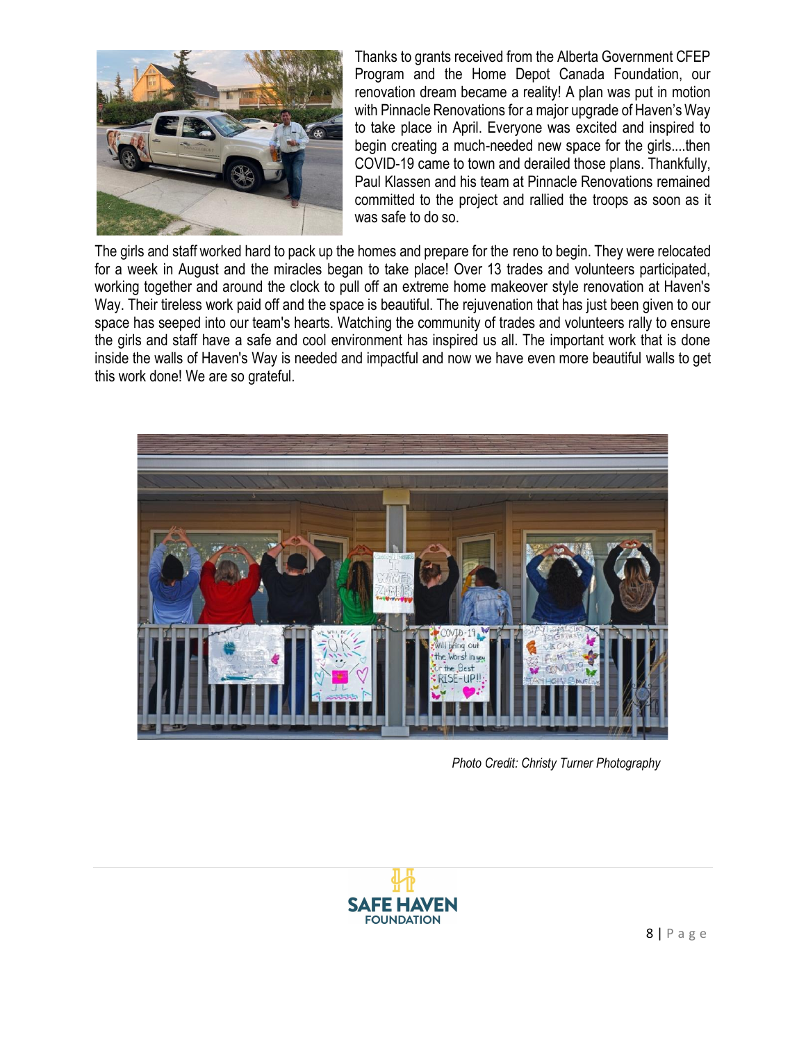Thanks to grants received from the Alberta Government CFEP Program and the Home Depot Canada Foundation, our renovation dream became a reality! A plan was put in motion with Pinnacle Renovations for a major upgrade of Haven's Way to take place in April. Everyone was excited and inspired to begin creating a much-needed new space for the girls....then COVID-19 came to town and derailed those plans. Thankfully, Paul Klassen and his team at Pinnacle Renovations remained committed to the project and rallied the troops as soon as it was safe to do so.

The girls and staff worked hard to pack up the homes and prepare for the reno to begin. They were relocated for a week in August and the miracles began to take place! Over 13 trades and volunteers participated, working together and around the clock to pull off an extreme home makeover style renovation at Haven's Way. Their tireless work paid off and the space is beautiful. The rejuvenation that has just been given to our space has seeped into our team's hearts. Watching the community of trades and volunteers rally to ensure the girls and staff have a safe and cool environment has inspired us all. The important work that is done inside the walls of Haven's Way is needed and impactful and now we have even more beautiful walls to get this work done! We are so grateful.

*Photo Credit: Christy Turner Photography*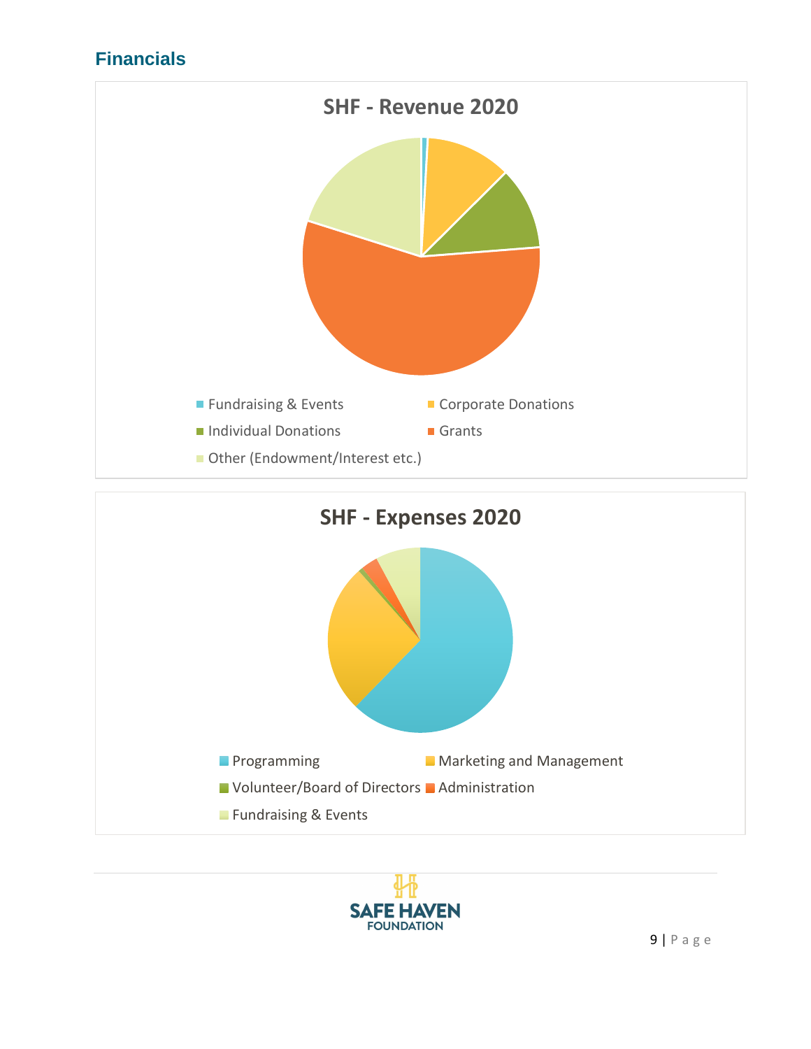## Financials

**SHF - Revenue 2020**

- Fundraising & Events
- Corporate Donations
- Individual Donations
- Grants
- Other (Endowment/Interest etc.)

**SHF - Expenses 2020**

- Programming
- Marketing and Management
- Volunteer/Board of Directors
- Administration
- Fundraising & Events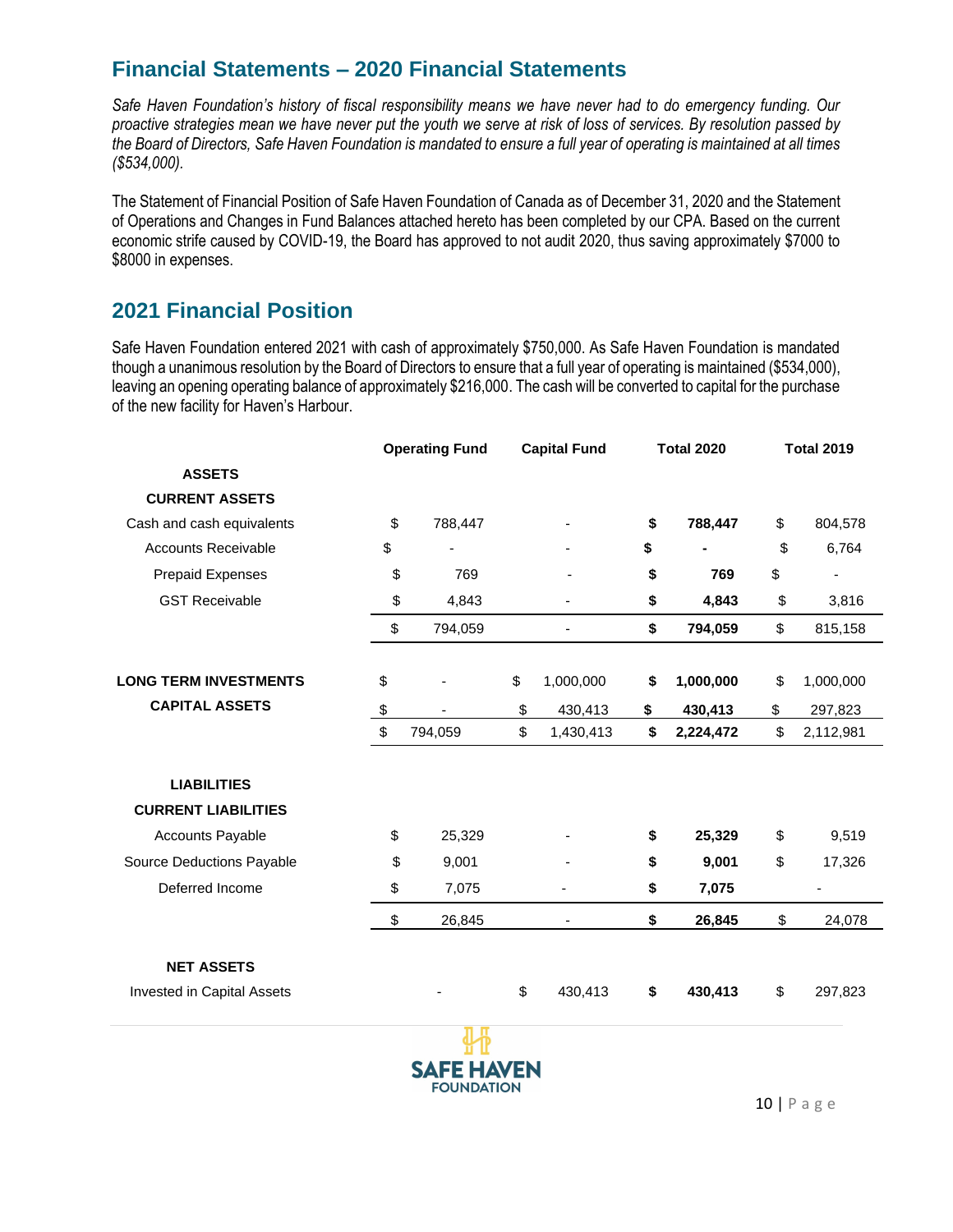## Financial Statements – 2020 Financial Statements

*Safe Haven Foundation's history of fiscal responsibility means we have never had to do emergency funding. Our proactive strategies mean we have never put the youth we serve at risk of loss of services. By resolution passed by the Board of Directors, Safe Haven Foundation is mandated to ensure a full year of operating is maintained at all times ($534,000).*

The Statement of Financial Position of Safe Haven Foundation of Canada as of December 31, 2020 and the Statement of Operations and Changes in Fund Balances attached hereto has been completed by our CPA. Based on the current economic strife caused by COVID-19, the Board has approved to not audit 2020, thus saving approximately $7000 to $8000 in expenses.

## 2021 Financial Position

Safe Haven Foundation entered 2021 with cash of approximately $750,000. As Safe Haven Foundation is mandated though a unanimous resolution by the Board of Directors to ensure that a full year of operating is maintained ($534,000), leaving an opening operating balance of approximately $216,000. The cash will be converted to capital for the purchase of the new facility for Haven's Harbour.

| | Operating Fund | Capital Fund | Total 2020 | Total 2019 |
|---|---|---|---|---|
| **ASSETS** | | | | |
| **CURRENT ASSETS** | | | | |
| Cash and cash equivalents | $ 788,447 | - | **$ 788,447** | $ 804,578 |
| Accounts Receivable | $ - | - | **$ -** | $ 6,764 |
| Prepaid Expenses | $ 769 | - | **$ 769** | $ - |
| GST Receivable | $ 4,843 | - | **$ 4,843** | $ 3,816 |
| | $ 794,059 | - | **$ 794,059** | $ 815,158 |
| **LONG TERM INVESTMENTS** | $ - | $ 1,000,000 | **$ 1,000,000** | $ 1,000,000 |
| **CAPITAL ASSETS** | $ - | $ 430,413 | **$ 430,413** | $ 297,823 |
| | $ 794,059 | $ 1,430,413 | **$ 2,224,472** | $ 2,112,981 |
| **LIABILITIES** | | | | |
| **CURRENT LIABILITIES** | | | | |
| Accounts Payable | $ 25,329 | - | **$ 25,329** | $ 9,519 |
| Source Deductions Payable | $ 9,001 | - | **$ 9,001** | $ 17,326 |
| Deferred Income | $ 7,075 | - | **$ 7,075** | - |
| | $ 26,845 | - | **$ 26,845** | $ 24,078 |
| **NET ASSETS** | | | | |
| Invested in Capital Assets | - | $ 430,413 | **$ 430,413** | $ 297,823 |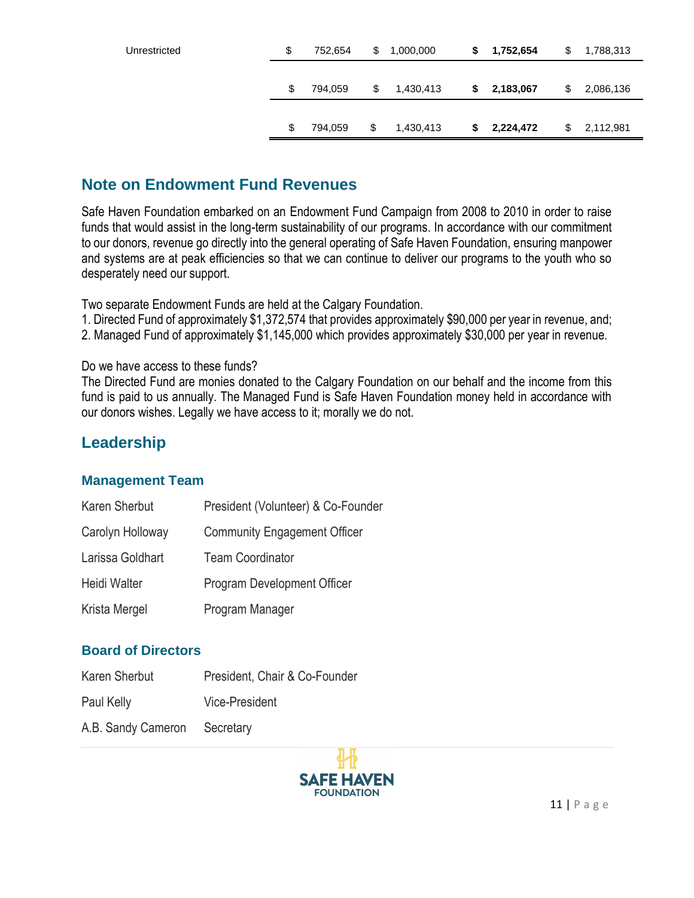| | | | | |
|---|---|---|---|---|
| Unrestricted | $ 752,654 | $ 1,000,000 | **$ 1,752,654** | $ 1,788,313 |
| | $ 794,059 | $ 1,430,413 | **$ 2,183,067** | $ 2,086,136 |
| | $ 794,059 | $ 1,430,413 | **$ 2,224,472** | $ 2,112,981 |

## Note on Endowment Fund Revenues

Safe Haven Foundation embarked on an Endowment Fund Campaign from 2008 to 2010 in order to raise funds that would assist in the long-term sustainability of our programs. In accordance with our commitment to our donors, revenue go directly into the general operating of Safe Haven Foundation, ensuring manpower and systems are at peak efficiencies so that we can continue to deliver our programs to the youth who so desperately need our support.

Two separate Endowment Funds are held at the Calgary Foundation.
1. Directed Fund of approximately $1,372,574 that provides approximately $90,000 per year in revenue, and;
2. Managed Fund of approximately $1,145,000 which provides approximately $30,000 per year in revenue.

Do we have access to these funds?
The Directed Fund are monies donated to the Calgary Foundation on our behalf and the income from this fund is paid to us annually. The Managed Fund is Safe Haven Foundation money held in accordance with our donors wishes. Legally we have access to it; morally we do not.

## Leadership

### Management Team

| | |
|---|---|
| Karen Sherbut | President (Volunteer) & Co-Founder |
| Carolyn Holloway | Community Engagement Officer |
| Larissa Goldhart | Team Coordinator |
| Heidi Walter | Program Development Officer |
| Krista Mergel | Program Manager |

### Board of Directors

| | |
|---|---|
| Karen Sherbut | President, Chair & Co-Founder |
| Paul Kelly | Vice-President |
| A.B. Sandy Cameron | Secretary |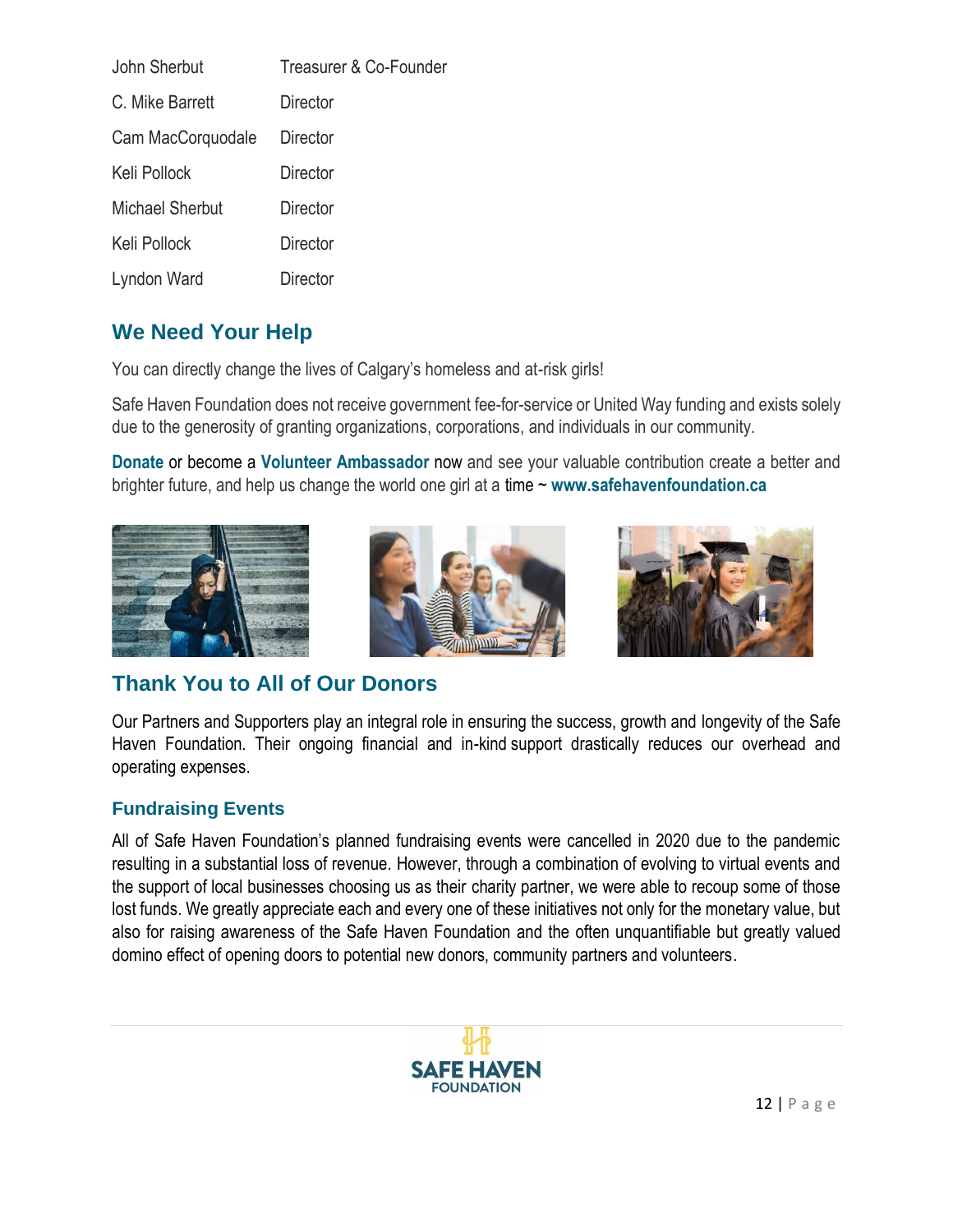| | |
|---|---|
| John Sherbut | Treasurer & Co-Founder |
| C. Mike Barrett | Director |
| Cam MacCorquodale | Director |
| Keli Pollock | Director |
| Michael Sherbut | Director |
| Keli Pollock | Director |
| Lyndon Ward | Director |

## We Need Your Help

You can directly change the lives of Calgary's homeless and at-risk girls!

Safe Haven Foundation does not receive government fee-for-service or United Way funding and exists solely due to the generosity of granting organizations, corporations, and individuals in our community.

**Donate** or become a **Volunteer Ambassador** now and see your valuable contribution create a better and brighter future, and help us change the world one girl at a time ~ **www.safehavenfoundation.ca**

## Thank You to All of Our Donors

Our Partners and Supporters play an integral role in ensuring the success, growth and longevity of the Safe Haven Foundation. Their ongoing financial and in-kind support drastically reduces our overhead and operating expenses.

### Fundraising Events

All of Safe Haven Foundation's planned fundraising events were cancelled in 2020 due to the pandemic resulting in a substantial loss of revenue. However, through a combination of evolving to virtual events and the support of local businesses choosing us as their charity partner, we were able to recoup some of those lost funds. We greatly appreciate each and every one of these initiatives not only for the monetary value, but also for raising awareness of the Safe Haven Foundation and the often unquantifiable but greatly valued domino effect of opening doors to potential new donors, community partners and volunteers.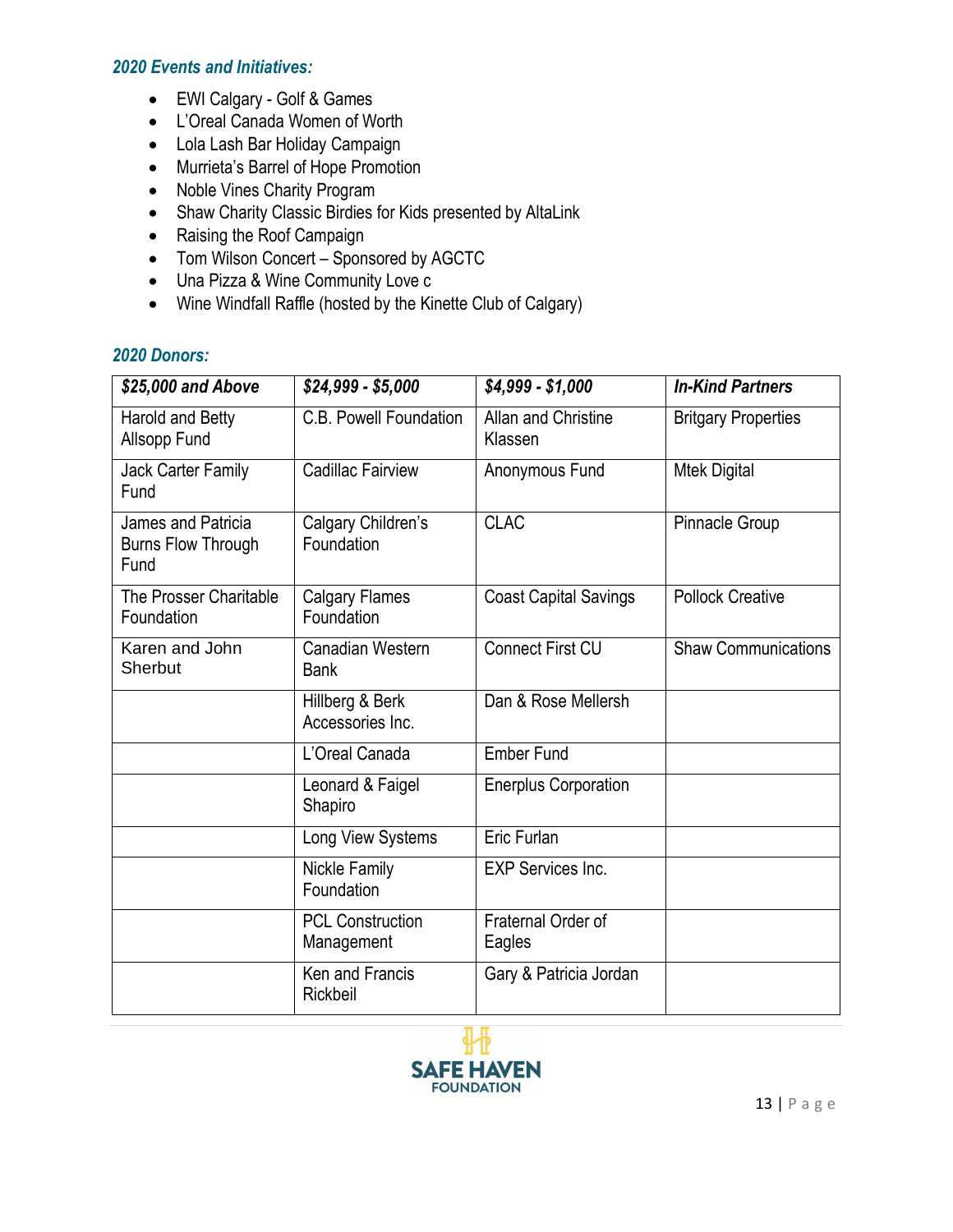### *2020 Events and Initiatives:*

- EWI Calgary - Golf & Games
- L'Oreal Canada Women of Worth
- Lola Lash Bar Holiday Campaign
- Murrieta's Barrel of Hope Promotion
- Noble Vines Charity Program
- Shaw Charity Classic Birdies for Kids presented by AltaLink
- Raising the Roof Campaign
- Tom Wilson Concert – Sponsored by AGCTC
- Una Pizza & Wine Community Love c
- Wine Windfall Raffle (hosted by the Kinette Club of Calgary)

### *2020 Donors:*

| ***$25,000 and Above*** | ***$24,999 - $5,000*** | ***$4,999 - $1,000*** | ***In-Kind Partners*** |
|---|---|---|---|
| Harold and Betty Allsopp Fund | C.B. Powell Foundation | Allan and Christine Klassen | Britgary Properties |
| Jack Carter Family Fund | Cadillac Fairview | Anonymous Fund | Mtek Digital |
| James and Patricia Burns Flow Through Fund | Calgary Children's Foundation | CLAC | Pinnacle Group |
| The Prosser Charitable Foundation | Calgary Flames Foundation | Coast Capital Savings | Pollock Creative |
| Karen and John Sherbut | Canadian Western Bank | Connect First CU | Shaw Communications |
| | Hillberg & Berk Accessories Inc. | Dan & Rose Mellersh | |
| | L'Oreal Canada | Ember Fund | |
| | Leonard & Faigel Shapiro | Enerplus Corporation | |
| | Long View Systems | Eric Furlan | |
| | Nickle Family Foundation | EXP Services Inc. | |
| | PCL Construction Management | Fraternal Order of Eagles | |
| | Ken and Francis Rickbeil | Gary & Patricia Jordan | |

SAFE HAVEN FOUNDATION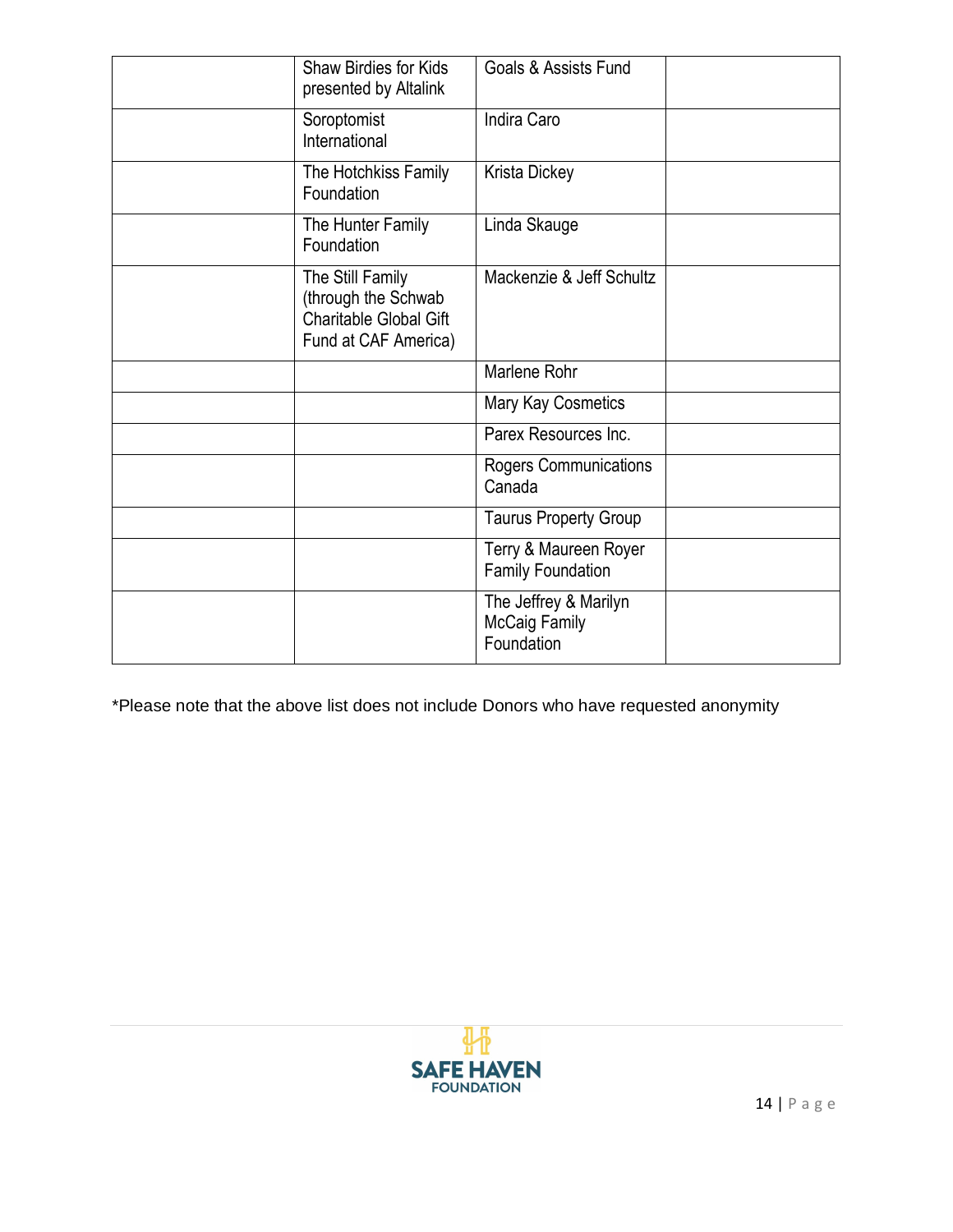| | | | |
|---|---|---|---|
| | Shaw Birdies for Kids presented by Altalink | Goals & Assists Fund | |
| | Soroptomist International | Indira Caro | |
| | The Hotchkiss Family Foundation | Krista Dickey | |
| | The Hunter Family Foundation | Linda Skauge | |
| | The Still Family (through the Schwab Charitable Global Gift Fund at CAF America) | Mackenzie & Jeff Schultz | |
| | | Marlene Rohr | |
| | | Mary Kay Cosmetics | |
| | | Parex Resources Inc. | |
| | | Rogers Communications Canada | |
| | | Taurus Property Group | |
| | | Terry & Maureen Royer Family Foundation | |
| | | The Jeffrey & Marilyn McCaig Family Foundation | |

*Please note that the above list does not include Donors who have requested anonymity